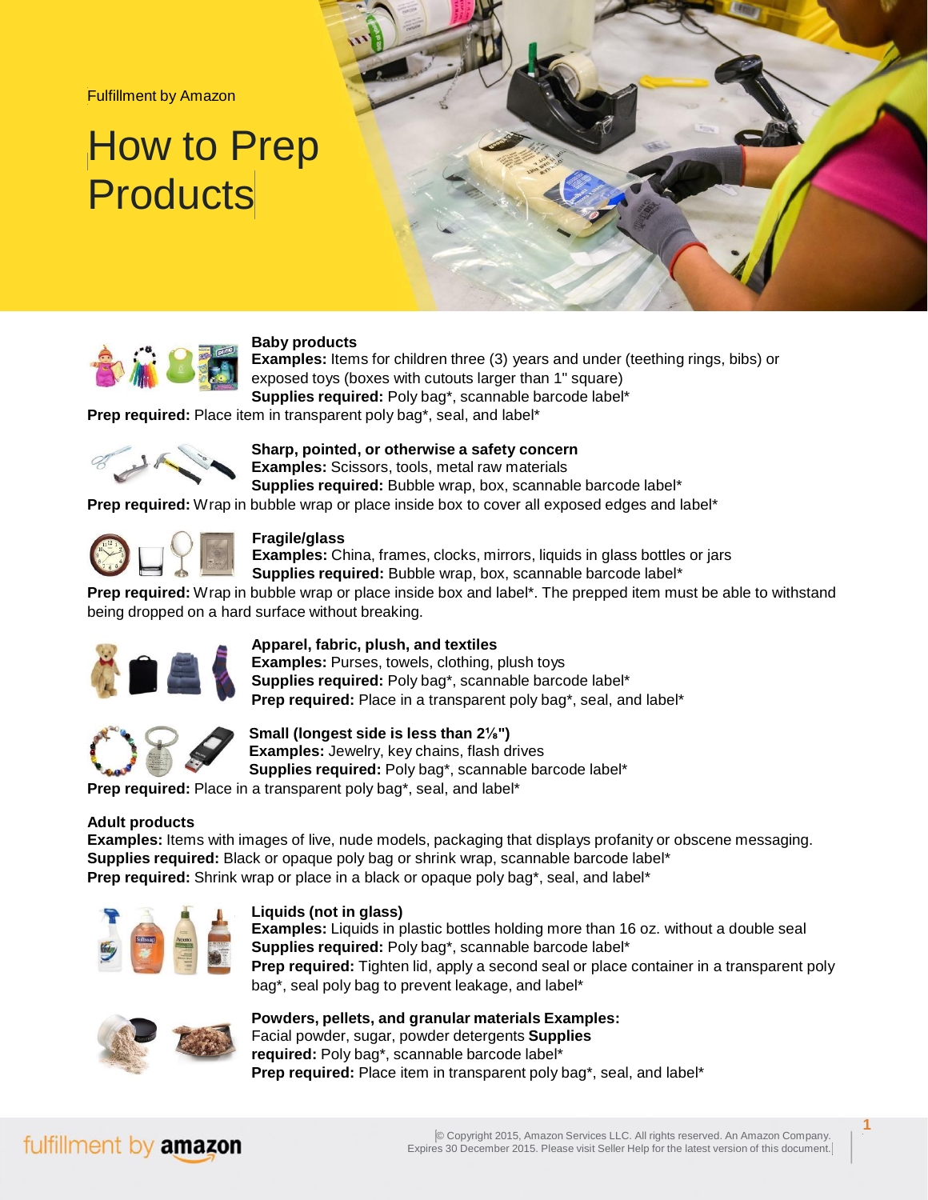Fulfillment by Amazon

# How to Prep Products

**Baby products**
**Examples:** Items for children three (3) years and under (teething rings, bibs) or exposed toys (boxes with cutouts larger than 1" square)
**Supplies required:** Poly bag*, scannable barcode label*
**Prep required:** Place item in transparent poly bag*, seal, and label*

**Sharp, pointed, or otherwise a safety concern**
**Examples:** Scissors, tools, metal raw materials
**Supplies required:** Bubble wrap, box, scannable barcode label*
**Prep required:** Wrap in bubble wrap or place inside box to cover all exposed edges and label*

**Fragile/glass**
**Examples:** China, frames, clocks, mirrors, liquids in glass bottles or jars
**Supplies required:** Bubble wrap, box, scannable barcode label*
**Prep required:** Wrap in bubble wrap or place inside box and label*. The prepped item must be able to withstand being dropped on a hard surface without breaking.

**Apparel, fabric, plush, and textiles**
**Examples:** Purses, towels, clothing, plush toys
**Supplies required:** Poly bag*, scannable barcode label*
**Prep required:** Place in a transparent poly bag*, seal, and label*

**Small (longest side is less than 2⅛")**
**Examples:** Jewelry, key chains, flash drives
**Supplies required:** Poly bag*, scannable barcode label*
**Prep required:** Place in a transparent poly bag*, seal, and label*

**Adult products**
**Examples:** Items with images of live, nude models, packaging that displays profanity or obscene messaging.
**Supplies required:** Black or opaque poly bag or shrink wrap, scannable barcode label*
**Prep required:** Shrink wrap or place in a black or opaque poly bag*, seal, and label*

**Liquids (not in glass)**
**Examples:** Liquids in plastic bottles holding more than 16 oz. without a double seal
**Supplies required:** Poly bag*, scannable barcode label*
**Prep required:** Tighten lid, apply a second seal or place container in a transparent poly bag*, seal poly bag to prevent leakage, and label*

**Powders, pellets, and granular materials**
**Examples:** Facial powder, sugar, powder detergents
**Supplies required:** Poly bag*, scannable barcode label*
**Prep required:** Place item in transparent poly bag*, seal, and label*

© Copyright 2015, Amazon Services LLC. All rights reserved. An Amazon Company. Expires 30 December 2015. Please visit Seller Help for the latest version of this document.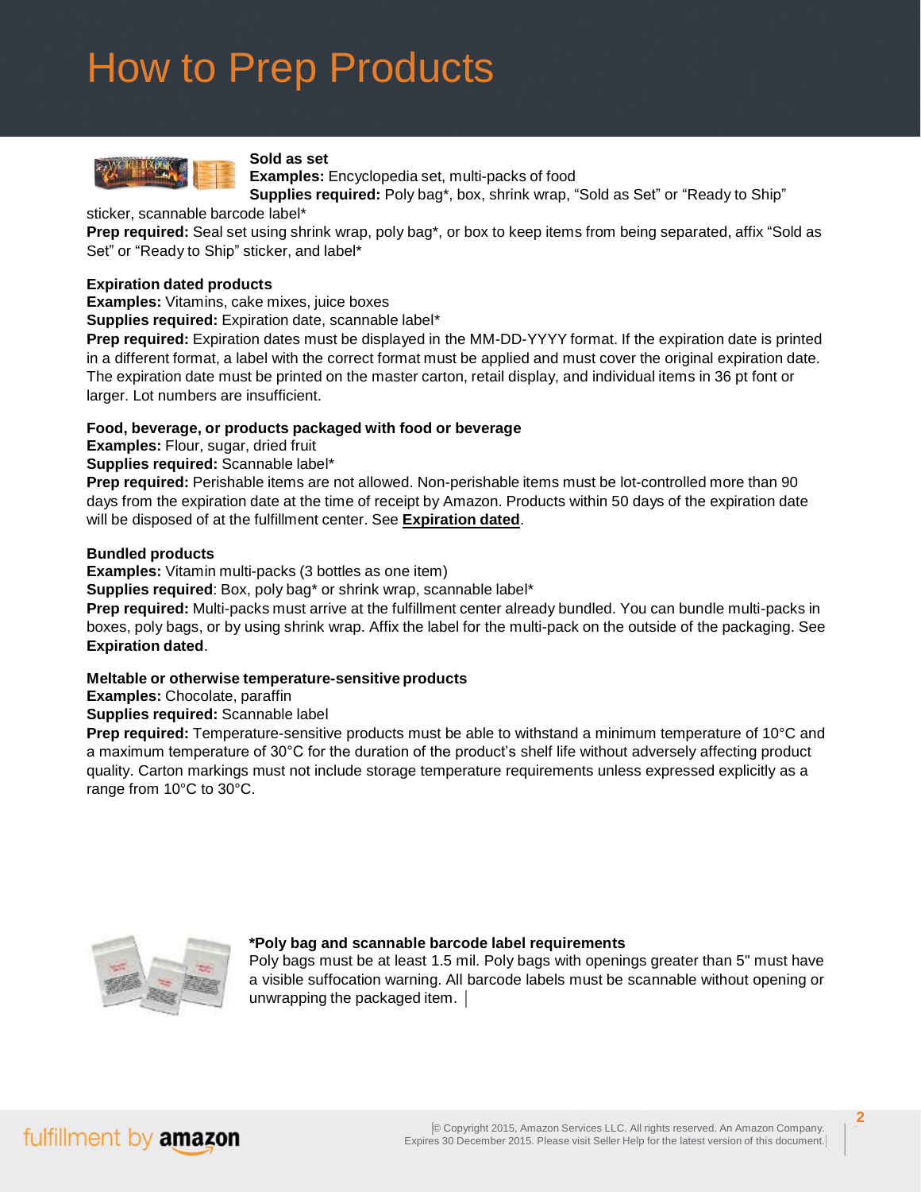# How to Prep Products

**Sold as set**
**Examples:** Encyclopedia set, multi-packs of food
**Supplies required:** Poly bag*, box, shrink wrap, "Sold as Set" or "Ready to Ship" sticker, scannable barcode label*
**Prep required:** Seal set using shrink wrap, poly bag*, or box to keep items from being separated, affix "Sold as Set" or "Ready to Ship" sticker, and label*

**Expiration dated products**
**Examples:** Vitamins, cake mixes, juice boxes
**Supplies required:** Expiration date, scannable label*
**Prep required:** Expiration dates must be displayed in the MM-DD-YYYY format. If the expiration date is printed in a different format, a label with the correct format must be applied and must cover the original expiration date. The expiration date must be printed on the master carton, retail display, and individual items in 36 pt font or larger. Lot numbers are insufficient.

**Food, beverage, or products packaged with food or beverage**
**Examples:** Flour, sugar, dried fruit
**Supplies required:** Scannable label*
**Prep required:** Perishable items are not allowed. Non-perishable items must be lot-controlled more than 90 days from the expiration date at the time of receipt by Amazon. Products within 50 days of the expiration date will be disposed of at the fulfillment center. See **Expiration dated**.

**Bundled products**
**Examples:** Vitamin multi-packs (3 bottles as one item)
**Supplies required**: Box, poly bag* or shrink wrap, scannable label*
**Prep required:** Multi-packs must arrive at the fulfillment center already bundled. You can bundle multi-packs in boxes, poly bags, or by using shrink wrap. Affix the label for the multi-pack on the outside of the packaging. See **Expiration dated**.

**Meltable or otherwise temperature-sensitive products**
**Examples:** Chocolate, paraffin
**Supplies required:** Scannable label
**Prep required:** Temperature-sensitive products must be able to withstand a minimum temperature of 10°C and a maximum temperature of 30°C for the duration of the product's shelf life without adversely affecting product quality. Carton markings must not include storage temperature requirements unless expressed explicitly as a range from 10°C to 30°C.

**\*Poly bag and scannable barcode label requirements**
Poly bags must be at least 1.5 mil. Poly bags with openings greater than 5" must have a visible suffocation warning. All barcode labels must be scannable without opening or unwrapping the packaged item.

© Copyright 2015, Amazon Services LLC. All rights reserved. An Amazon Company. Expires 30 December 2015. Please visit Seller Help for the latest version of this document.